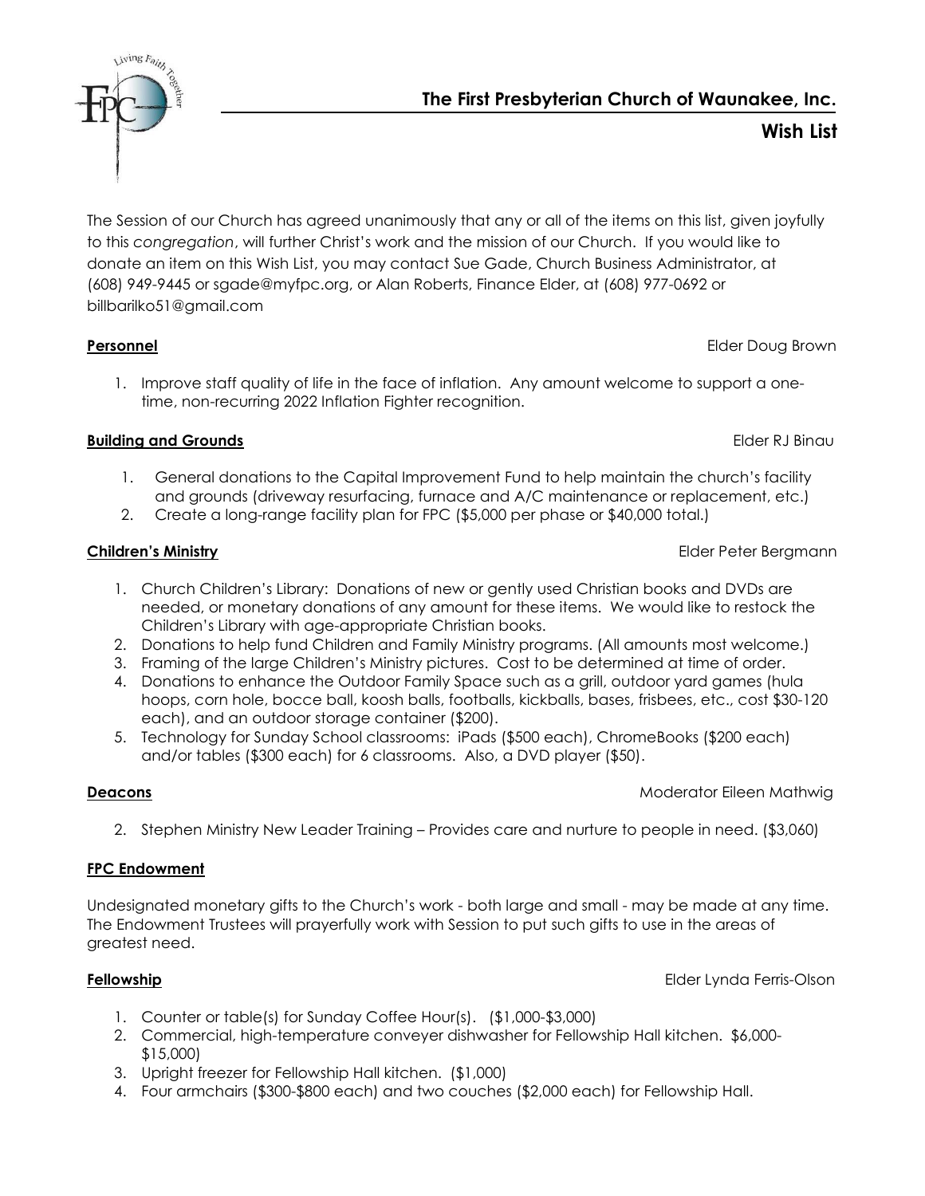# The First Presbyterian Church of Waunakee, Inc.

## Wish List

The Session of our Church has agreed unanimously that any or all of the items on this list, given joyfully to this *congregation*, will further Christ's work and the mission of our Church. If you would like to donate an item on this Wish List, you may contact Sue Gade, Church Business Administrator, at (608) 949-9445 or sgade@myfpc.org, or Alan Roberts, Finance Elder, at (608) 977-0692 or billbarilko51@gmail.com

**Personnel** — Elder Doug Brown

1. Improve staff quality of life in the face of inflation. Any amount welcome to support a one-time, non-recurring 2022 Inflation Fighter recognition.

**Building and Grounds** — Elder RJ Binau

1. General donations to the Capital Improvement Fund to help maintain the church's facility and grounds (driveway resurfacing, furnace and A/C maintenance or replacement, etc.)
2. Create a long-range facility plan for FPC ($5,000 per phase or $40,000 total.)

**Children's Ministry** — Elder Peter Bergmann

1. Church Children's Library: Donations of new or gently used Christian books and DVDs are needed, or monetary donations of any amount for these items. We would like to restock the Children's Library with age-appropriate Christian books.
2. Donations to help fund Children and Family Ministry programs. (All amounts most welcome.)
3. Framing of the large Children's Ministry pictures. Cost to be determined at time of order.
4. Donations to enhance the Outdoor Family Space such as a grill, outdoor yard games (hula hoops, corn hole, bocce ball, koosh balls, footballs, kickballs, bases, frisbees, etc., cost $30-120 each), and an outdoor storage container ($200).
5. Technology for Sunday School classrooms: iPads ($500 each), ChromeBooks ($200 each) and/or tables ($300 each) for 6 classrooms. Also, a DVD player ($50).

**Deacons** — Moderator Eileen Mathwig

2. Stephen Ministry New Leader Training – Provides care and nurture to people in need. ($3,060)

**FPC Endowment**

Undesignated monetary gifts to the Church's work - both large and small - may be made at any time. The Endowment Trustees will prayerfully work with Session to put such gifts to use in the areas of greatest need.

**Fellowship** — Elder Lynda Ferris-Olson

1. Counter or table(s) for Sunday Coffee Hour(s). ($1,000-$3,000)
2. Commercial, high-temperature conveyer dishwasher for Fellowship Hall kitchen. $6,000-$15,000)
3. Upright freezer for Fellowship Hall kitchen. ($1,000)
4. Four armchairs ($300-$800 each) and two couches ($2,000 each) for Fellowship Hall.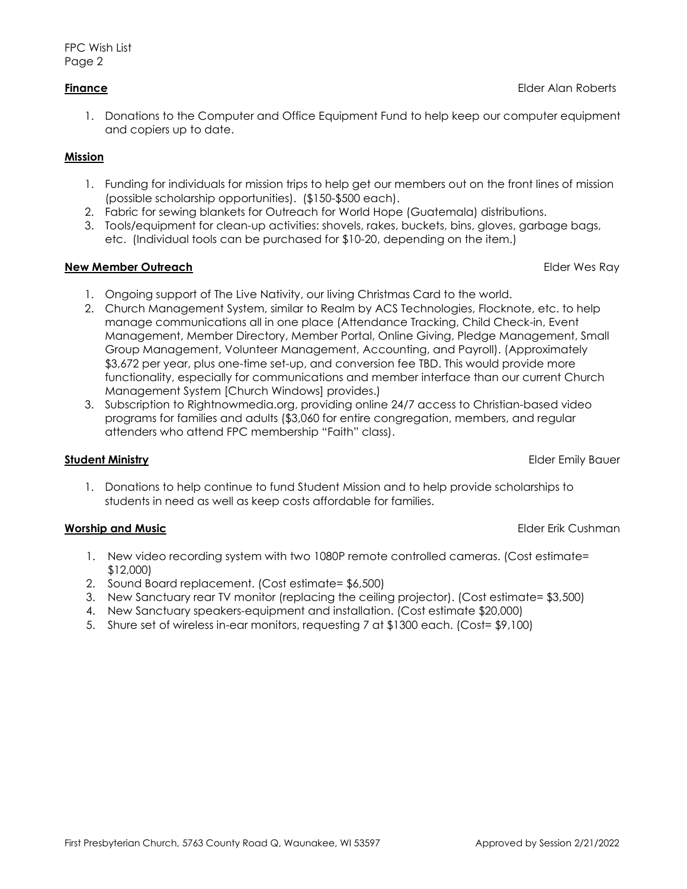**Finance** Elder Alan Roberts

1. Donations to the Computer and Office Equipment Fund to help keep our computer equipment and copiers up to date.

**Mission**

1. Funding for individuals for mission trips to help get our members out on the front lines of mission (possible scholarship opportunities). ($150-$500 each).
2. Fabric for sewing blankets for Outreach for World Hope (Guatemala) distributions.
3. Tools/equipment for clean-up activities: shovels, rakes, buckets, bins, gloves, garbage bags, etc. (Individual tools can be purchased for $10-20, depending on the item.)

**New Member Outreach** Elder Wes Ray

1. Ongoing support of The Live Nativity, our living Christmas Card to the world.
2. Church Management System, similar to Realm by ACS Technologies, Flocknote, etc. to help manage communications all in one place (Attendance Tracking, Child Check-in, Event Management, Member Directory, Member Portal, Online Giving, Pledge Management, Small Group Management, Volunteer Management, Accounting, and Payroll). (Approximately $3,672 per year, plus one-time set-up, and conversion fee TBD. This would provide more functionality, especially for communications and member interface than our current Church Management System [Church Windows] provides.)
3. Subscription to Rightnowmedia.org, providing online 24/7 access to Christian-based video programs for families and adults ($3,060 for entire congregation, members, and regular attenders who attend FPC membership "Faith" class).

**Student Ministry** Elder Emily Bauer

1. Donations to help continue to fund Student Mission and to help provide scholarships to students in need as well as keep costs affordable for families.

**Worship and Music** Elder Erik Cushman

1. New video recording system with two 1080P remote controlled cameras. (Cost estimate= $12,000)
2. Sound Board replacement. (Cost estimate= $6,500)
3. New Sanctuary rear TV monitor (replacing the ceiling projector). (Cost estimate= $3,500)
4. New Sanctuary speakers-equipment and installation. (Cost estimate $20,000)
5. Shure set of wireless in-ear monitors, requesting 7 at $1300 each. (Cost= $9,100)